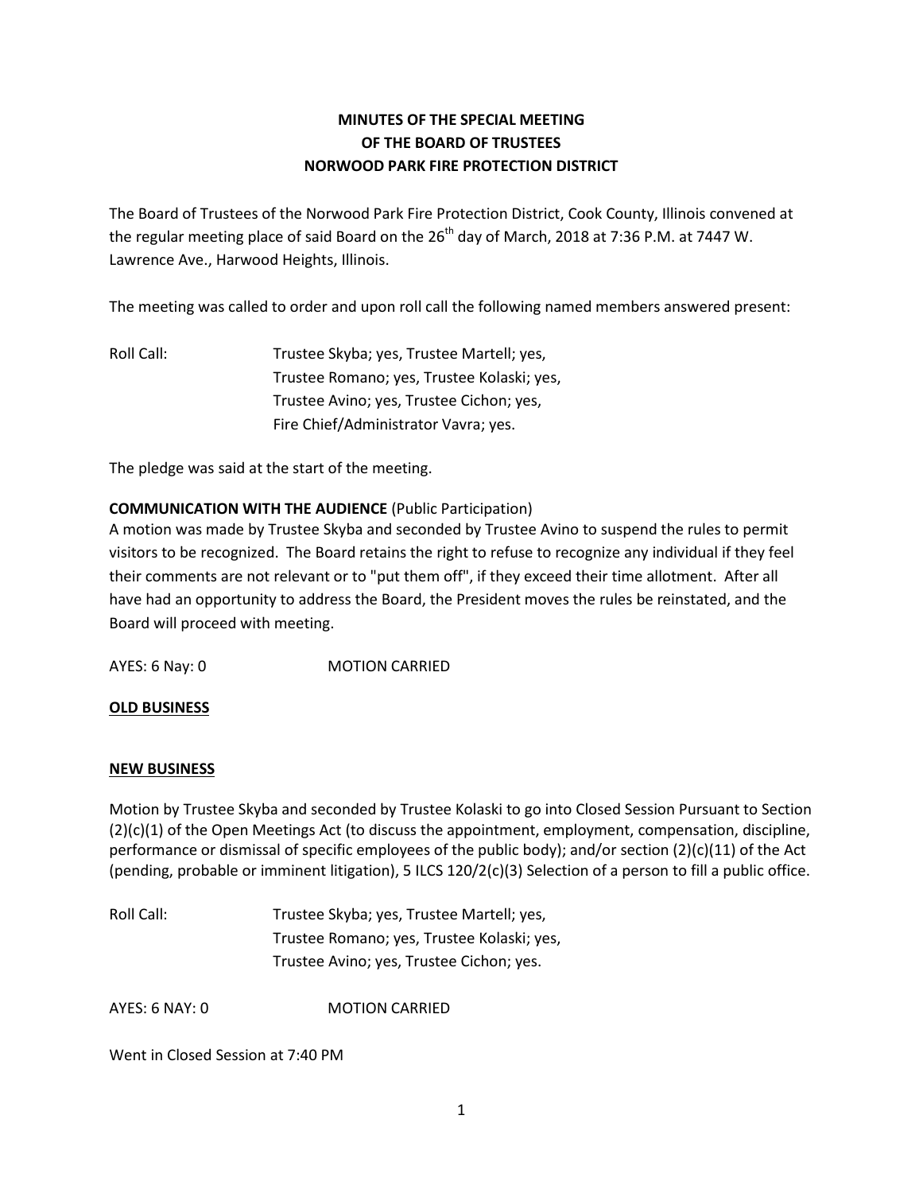# MINUTES OF THE SPECIAL MEETING OF THE BOARD OF TRUSTEES NORWOOD PARK FIRE PROTECTION DISTRICT

The Board of Trustees of the Norwood Park Fire Protection District, Cook County, Illinois convened at the regular meeting place of said Board on the 26th day of March, 2018 at 7:36 P.M. at 7447 W. Lawrence Ave., Harwood Heights, Illinois.

The meeting was called to order and upon roll call the following named members answered present:

Roll Call: Trustee Skyba; yes, Trustee Martell; yes,
Trustee Romano; yes, Trustee Kolaski; yes,
Trustee Avino; yes, Trustee Cichon; yes,
Fire Chief/Administrator Vavra; yes.

The pledge was said at the start of the meeting.

**COMMUNICATION WITH THE AUDIENCE** (Public Participation)
A motion was made by Trustee Skyba and seconded by Trustee Avino to suspend the rules to permit visitors to be recognized. The Board retains the right to refuse to recognize any individual if they feel their comments are not relevant or to "put them off", if they exceed their time allotment. After all have had an opportunity to address the Board, the President moves the rules be reinstated, and the Board will proceed with meeting.

AYES: 6 Nay: 0 MOTION CARRIED

**OLD BUSINESS**

**NEW BUSINESS**

Motion by Trustee Skyba and seconded by Trustee Kolaski to go into Closed Session Pursuant to Section (2)(c)(1) of the Open Meetings Act (to discuss the appointment, employment, compensation, discipline, performance or dismissal of specific employees of the public body); and/or section (2)(c)(11) of the Act (pending, probable or imminent litigation), 5 ILCS 120/2(c)(3) Selection of a person to fill a public office.

Roll Call: Trustee Skyba; yes, Trustee Martell; yes,
Trustee Romano; yes, Trustee Kolaski; yes,
Trustee Avino; yes, Trustee Cichon; yes.

AYES: 6 NAY: 0 MOTION CARRIED

Went in Closed Session at 7:40 PM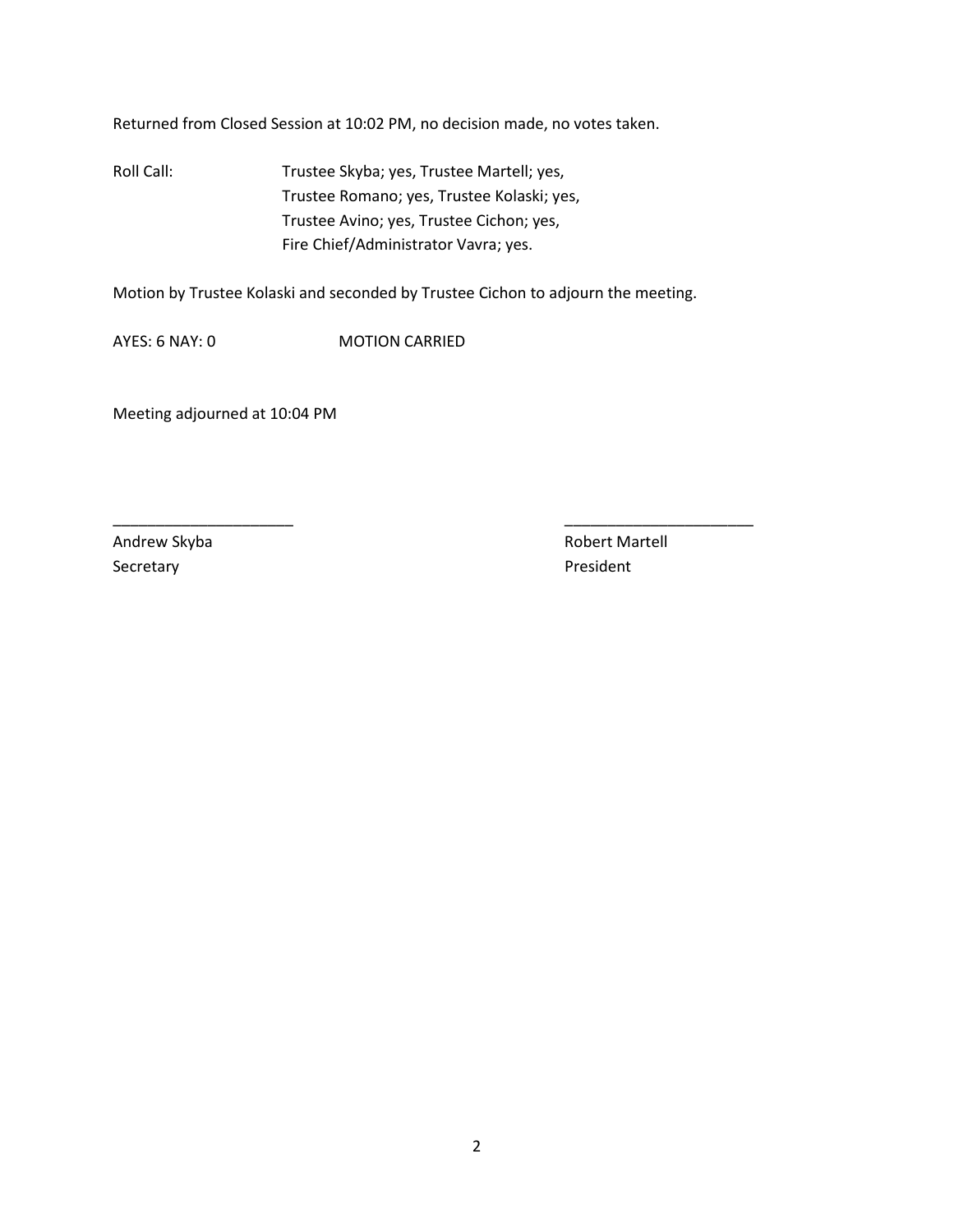Returned from Closed Session at 10:02 PM, no decision made, no votes taken.

Roll Call: Trustee Skyba; yes, Trustee Martell; yes,
Trustee Romano; yes, Trustee Kolaski; yes,
Trustee Avino; yes, Trustee Cichon; yes,
Fire Chief/Administrator Vavra; yes.

Motion by Trustee Kolaski and seconded by Trustee Cichon to adjourn the meeting.

AYES: 6 NAY: 0 MOTION CARRIED

Meeting adjourned at 10:04 PM

_____________________ _____________________

Andrew Skyba
Secretary

Robert Martell
President